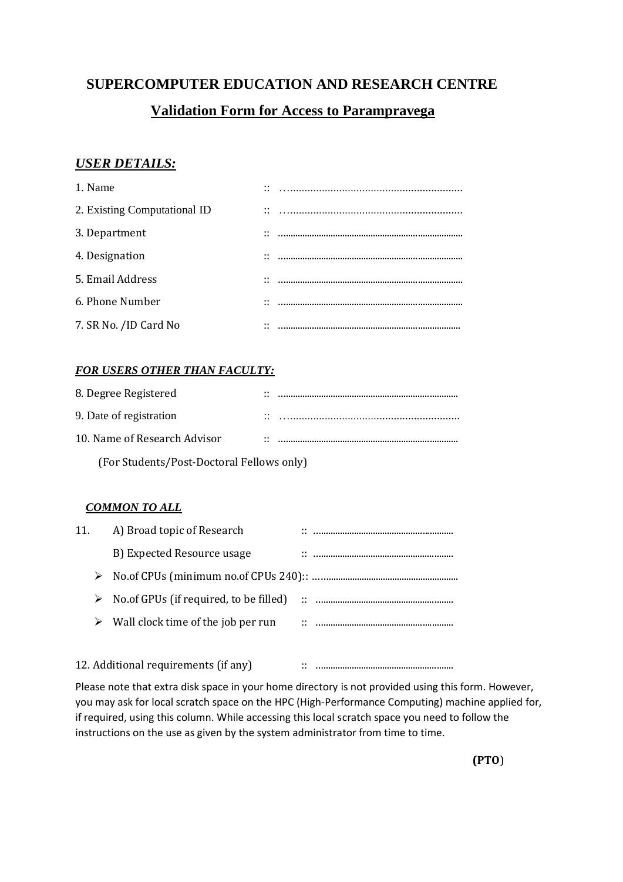# SUPERCOMPUTER EDUCATION AND RESEARCH CENTRE

## Validation Form for Access to Parampravega

### *USER DETAILS:*

1. Name :: …………………………………………………………
2. Existing Computational ID :: …………………………………………………………
3. Department :: …………………………………………………………
4. Designation :: …………………………………………………………
5. Email Address :: …………………………………………………………
6. Phone Number :: …………………………………………………………
7. SR No. /ID Card No :: …………………………………………………………

### *FOR USERS OTHER THAN FACULTY:*

8. Degree Registered :: …………………………………………………………
9. Date of registration :: …………………………………………………………
10. Name of Research Advisor :: …………………………………………………………

(For Students/Post-Doctoral Fellows only)

### *COMMON TO ALL*

11. A) Broad topic of Research :: ……………………………………………………

    B) Expected Resource usage :: ……………………………………………………

    - No.of CPUs (minimum no.of CPUs 240):: ……………………………………………………
    - No.of GPUs (if required, to be filled) :: ……………………………………………………
    - Wall clock time of the job per run :: ……………………………………………………

12. Additional requirements (if any) :: ……………………………………………………

Please note that extra disk space in your home directory is not provided using this form. However, you may ask for local scratch space on the HPC (High-Performance Computing) machine applied for, if required, using this column. While accessing this local scratch space you need to follow the instructions on the use as given by the system administrator from time to time.

**(PTO)**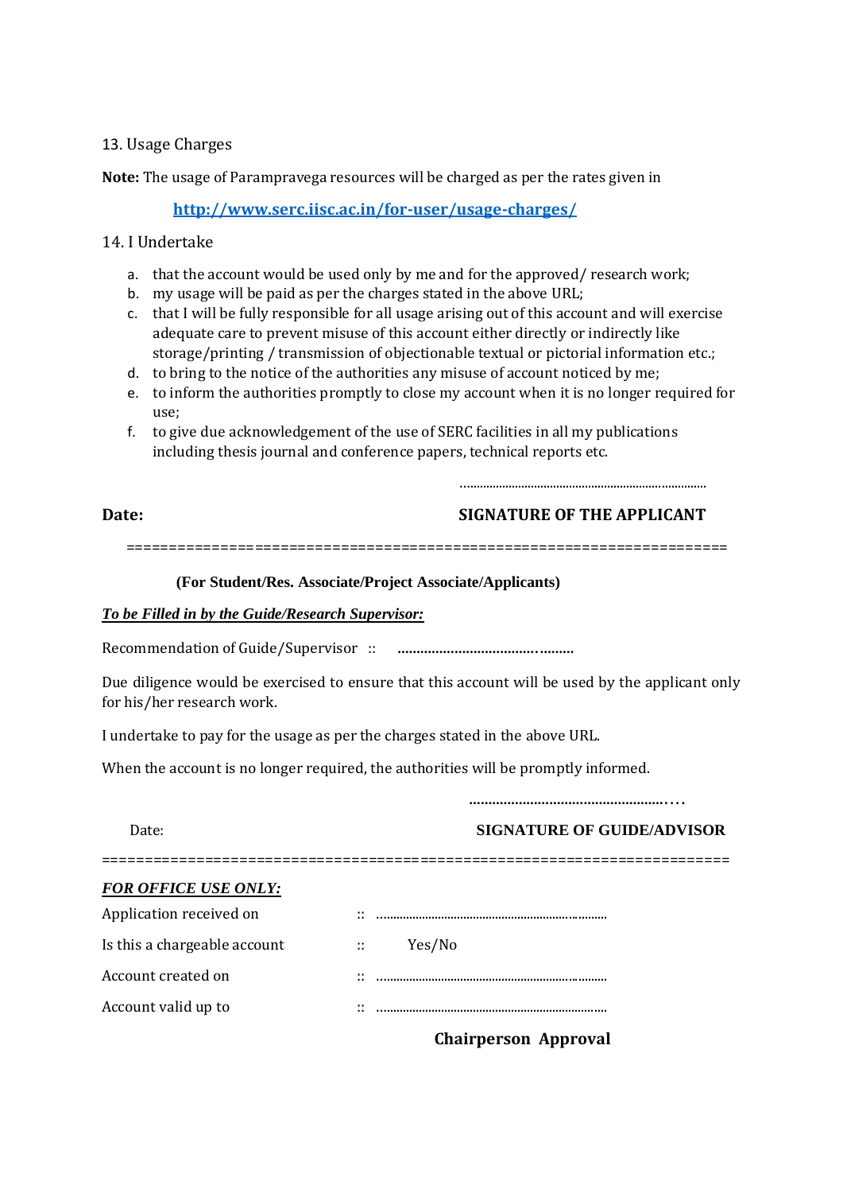13. Usage Charges

**Note:** The usage of Parampravega resources will be charged as per the rates given in

**http://www.serc.iisc.ac.in/for-user/usage-charges/**

14. I Undertake

a. that the account would be used only by me and for the approved/ research work;
b. my usage will be paid as per the charges stated in the above URL;
c. that I will be fully responsible for all usage arising out of this account and will exercise adequate care to prevent misuse of this account either directly or indirectly like storage/printing / transmission of objectionable textual or pictorial information etc.;
d. to bring to the notice of the authorities any misuse of account noticed by me;
e. to inform the authorities promptly to close my account when it is no longer required for use;
f. to give due acknowledgement of the use of SERC facilities in all my publications including thesis journal and conference papers, technical reports etc.

…………………………………………………………………

**Date:** **SIGNATURE OF THE APPLICANT**

======================================================================

**(For Student/Res. Associate/Project Associate/Applicants)**

***To be Filled in by the Guide/Research Supervisor:***

Recommendation of Guide/Supervisor :: **…………………………….………**

Due diligence would be exercised to ensure that this account will be used by the applicant only for his/her research work.

I undertake to pay for the usage as per the charges stated in the above URL.

When the account is no longer required, the authorities will be promptly informed.

**……………………………………….….**

Date: **SIGNATURE OF GUIDE/ADVISOR**

======================================================================

***FOR OFFICE USE ONLY:***

| | | |
|---|---|---|
| Application received on | :: | ………………………………………………………… |
| Is this a chargeable account | :: | Yes/No |
| Account created on | :: | ………………………………………………………… |
| Account valid up to | :: | ………………………………………………………… |

**Chairperson Approval**